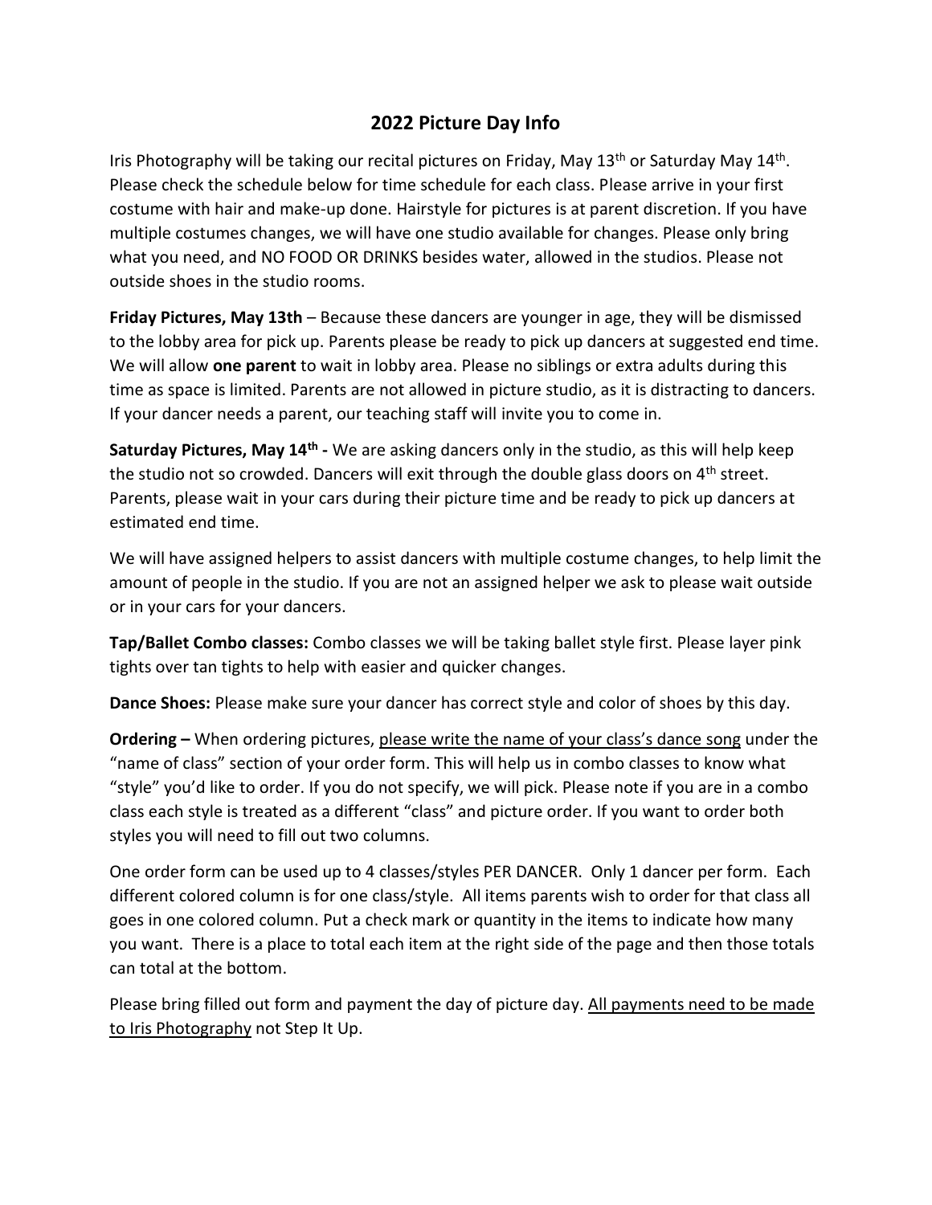# 2022 Picture Day Info

Iris Photography will be taking our recital pictures on Friday, May 13th or Saturday May 14th. Please check the schedule below for time schedule for each class. Please arrive in your first costume with hair and make-up done. Hairstyle for pictures is at parent discretion. If you have multiple costumes changes, we will have one studio available for changes. Please only bring what you need, and NO FOOD OR DRINKS besides water, allowed in the studios. Please not outside shoes in the studio rooms.

**Friday Pictures, May 13th** – Because these dancers are younger in age, they will be dismissed to the lobby area for pick up. Parents please be ready to pick up dancers at suggested end time. We will allow **one parent** to wait in lobby area. Please no siblings or extra adults during this time as space is limited. Parents are not allowed in picture studio, as it is distracting to dancers. If your dancer needs a parent, our teaching staff will invite you to come in.

**Saturday Pictures, May 14th -** We are asking dancers only in the studio, as this will help keep the studio not so crowded. Dancers will exit through the double glass doors on 4th street. Parents, please wait in your cars during their picture time and be ready to pick up dancers at estimated end time.

We will have assigned helpers to assist dancers with multiple costume changes, to help limit the amount of people in the studio. If you are not an assigned helper we ask to please wait outside or in your cars for your dancers.

**Tap/Ballet Combo classes:** Combo classes we will be taking ballet style first. Please layer pink tights over tan tights to help with easier and quicker changes.

**Dance Shoes:** Please make sure your dancer has correct style and color of shoes by this day.

**Ordering –** When ordering pictures, please write the name of your class's dance song under the "name of class" section of your order form. This will help us in combo classes to know what "style" you'd like to order. If you do not specify, we will pick. Please note if you are in a combo class each style is treated as a different "class" and picture order. If you want to order both styles you will need to fill out two columns.

One order form can be used up to 4 classes/styles PER DANCER. Only 1 dancer per form. Each different colored column is for one class/style. All items parents wish to order for that class all goes in one colored column. Put a check mark or quantity in the items to indicate how many you want. There is a place to total each item at the right side of the page and then those totals can total at the bottom.

Please bring filled out form and payment the day of picture day. All payments need to be made to Iris Photography not Step It Up.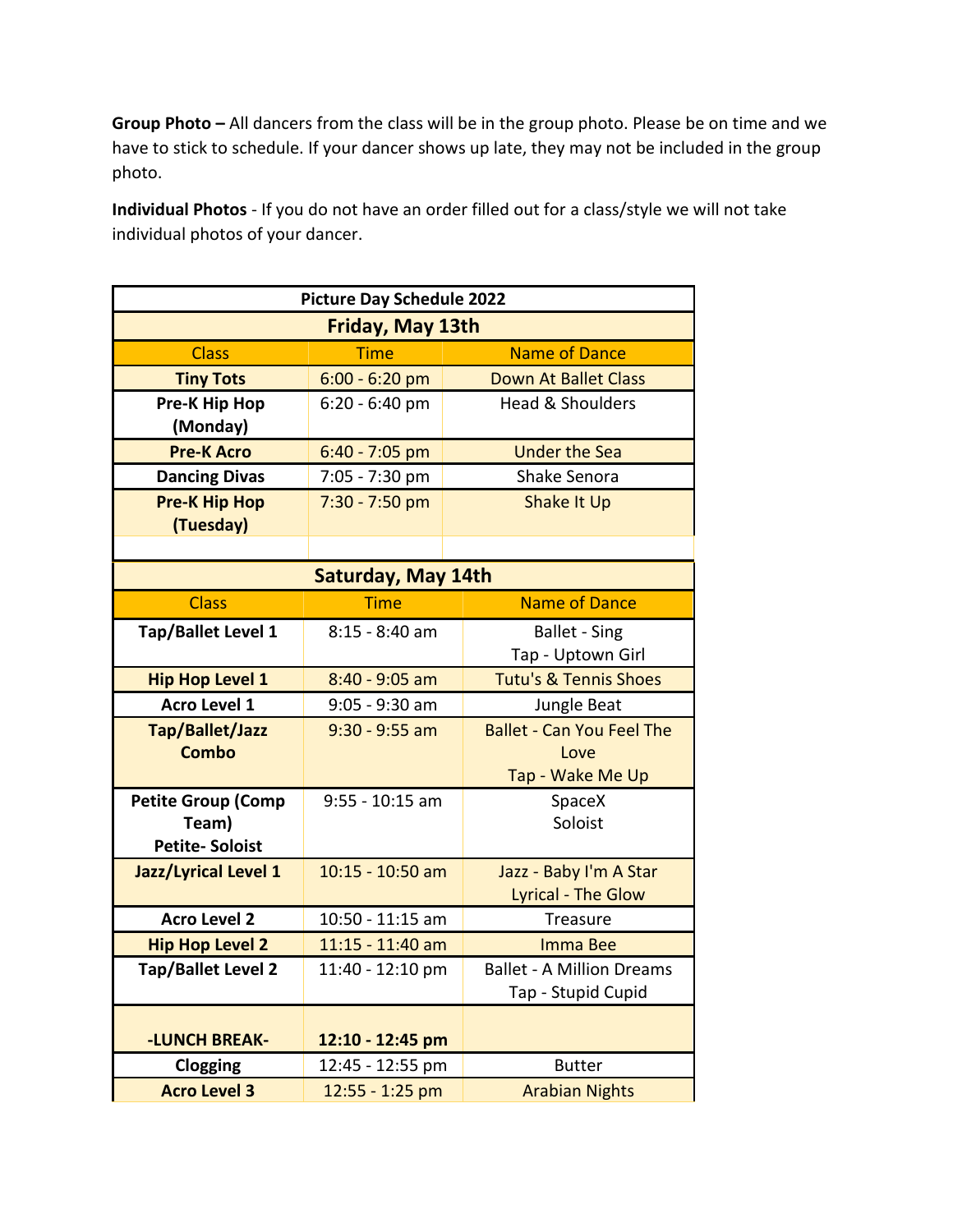**Group Photo –** All dancers from the class will be in the group photo. Please be on time and we have to stick to schedule. If your dancer shows up late, they may not be included in the group photo.

**Individual Photos** - If you do not have an order filled out for a class/style we will not take individual photos of your dancer.

| Picture Day Schedule 2022 | | |
|---|---|---|
| **Friday, May 13th** | | |
| Class | Time | Name of Dance |
| **Tiny Tots** | 6:00 - 6:20 pm | Down At Ballet Class |
| **Pre-K Hip Hop (Monday)** | 6:20 - 6:40 pm | Head & Shoulders |
| **Pre-K Acro** | 6:40 - 7:05 pm | Under the Sea |
| **Dancing Divas** | 7:05 - 7:30 pm | Shake Senora |
| **Pre-K Hip Hop (Tuesday)** | 7:30 - 7:50 pm | Shake It Up |
| | | |
| **Saturday, May 14th** | | |
| Class | Time | Name of Dance |
| **Tap/Ballet Level 1** | 8:15 - 8:40 am | Ballet - Sing<br>Tap - Uptown Girl |
| **Hip Hop Level 1** | 8:40 - 9:05 am | Tutu's & Tennis Shoes |
| **Acro Level 1** | 9:05 - 9:30 am | Jungle Beat |
| **Tap/Ballet/Jazz Combo** | 9:30 - 9:55 am | Ballet - Can You Feel The Love<br>Tap - Wake Me Up |
| **Petite Group (Comp Team)**<br>**Petite- Soloist** | 9:55 - 10:15 am | SpaceX<br>Soloist |
| **Jazz/Lyrical Level 1** | 10:15 - 10:50 am | Jazz - Baby I'm A Star<br>Lyrical - The Glow |
| **Acro Level 2** | 10:50 - 11:15 am | Treasure |
| **Hip Hop Level 2** | 11:15 - 11:40 am | Imma Bee |
| **Tap/Ballet Level 2** | 11:40 - 12:10 pm | Ballet - A Million Dreams<br>Tap - Stupid Cupid |
| **-LUNCH BREAK-** | **12:10 - 12:45 pm** | |
| **Clogging** | 12:45 - 12:55 pm | Butter |
| **Acro Level 3** | 12:55 - 1:25 pm | Arabian Nights |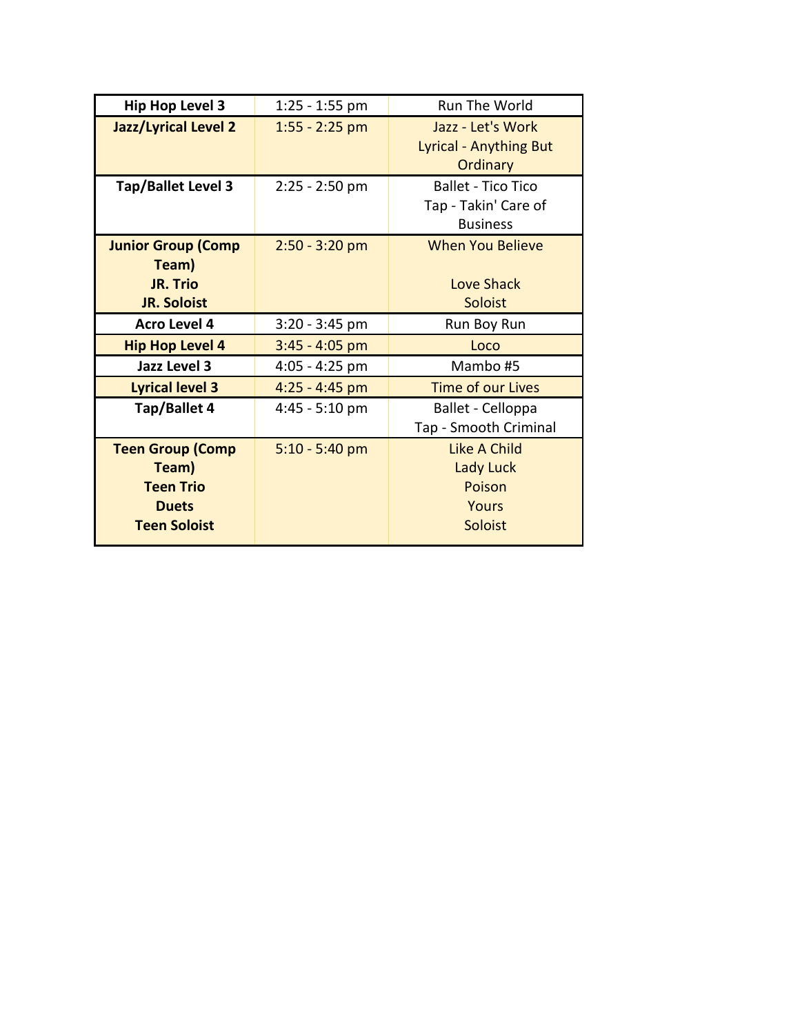| | | |
|---|---|---|
| **Hip Hop Level 3** | 1:25 - 1:55 pm | Run The World |
| **Jazz/Lyrical Level 2** | 1:55 - 2:25 pm | Jazz - Let's Work<br>Lyrical - Anything But Ordinary |
| **Tap/Ballet Level 3** | 2:25 - 2:50 pm | Ballet - Tico Tico<br>Tap - Takin' Care of Business |
| **Junior Group (Comp Team)**<br>**JR. Trio**<br>**JR. Soloist** | 2:50 - 3:20 pm | When You Believe<br><br>Love Shack<br>Soloist |
| **Acro Level 4** | 3:20 - 3:45 pm | Run Boy Run |
| **Hip Hop Level 4** | 3:45 - 4:05 pm | Loco |
| **Jazz Level 3** | 4:05 - 4:25 pm | Mambo #5 |
| **Lyrical level 3** | 4:25 - 4:45 pm | Time of our Lives |
| **Tap/Ballet 4** | 4:45 - 5:10 pm | Ballet - Celloppa<br>Tap - Smooth Criminal |
| **Teen Group (Comp Team)**<br>**Teen Trio**<br>**Duets**<br>**Teen Soloist** | 5:10 - 5:40 pm | Like A Child<br>Lady Luck<br>Poison<br>Yours<br>Soloist |